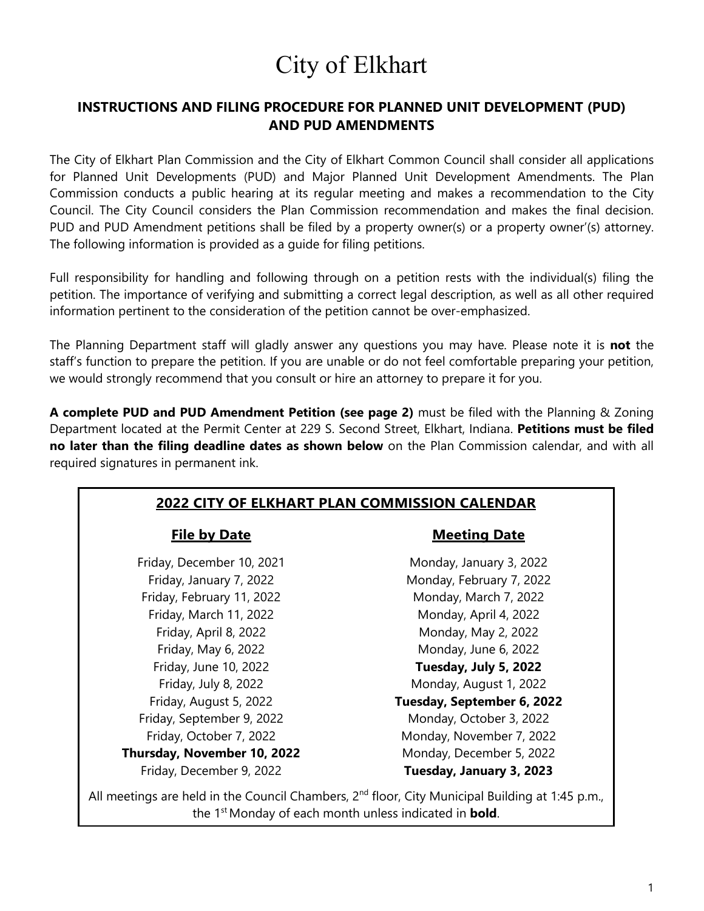# City of Elkhart

## INSTRUCTIONS AND FILING PROCEDURE FOR PLANNED UNIT DEVELOPMENT (PUD) AND PUD AMENDMENTS

The City of Elkhart Plan Commission and the City of Elkhart Common Council shall consider all applications for Planned Unit Developments (PUD) and Major Planned Unit Development Amendments. The Plan Commission conducts a public hearing at its regular meeting and makes a recommendation to the City Council. The City Council considers the Plan Commission recommendation and makes the final decision. PUD and PUD Amendment petitions shall be filed by a property owner(s) or a property owner'(s) attorney. The following information is provided as a guide for filing petitions.

Full responsibility for handling and following through on a petition rests with the individual(s) filing the petition. The importance of verifying and submitting a correct legal description, as well as all other required information pertinent to the consideration of the petition cannot be over-emphasized.

The Planning Department staff will gladly answer any questions you may have. Please note it is **not** the staff's function to prepare the petition. If you are unable or do not feel comfortable preparing your petition, we would strongly recommend that you consult or hire an attorney to prepare it for you.

**A complete PUD and PUD Amendment Petition (see page 2)** must be filed with the Planning & Zoning Department located at the Permit Center at 229 S. Second Street, Elkhart, Indiana. **Petitions must be filed no later than the filing deadline dates as shown below** on the Plan Commission calendar, and with all required signatures in permanent ink.

### 2022 CITY OF ELKHART PLAN COMMISSION CALENDAR

| File by Date | Meeting Date |
|---|---|
| Friday, December 10, 2021 | Monday, January 3, 2022 |
| Friday, January 7, 2022 | Monday, February 7, 2022 |
| Friday, February 11, 2022 | Monday, March 7, 2022 |
| Friday, March 11, 2022 | Monday, April 4, 2022 |
| Friday, April 8, 2022 | Monday, May 2, 2022 |
| Friday, May 6, 2022 | Monday, June 6, 2022 |
| Friday, June 10, 2022 | **Tuesday, July 5, 2022** |
| Friday, July 8, 2022 | Monday, August 1, 2022 |
| Friday, August 5, 2022 | **Tuesday, September 6, 2022** |
| Friday, September 9, 2022 | Monday, October 3, 2022 |
| Friday, October 7, 2022 | Monday, November 7, 2022 |
| **Thursday, November 10, 2022** | Monday, December 5, 2022 |
| Friday, December 9, 2022 | **Tuesday, January 3, 2023** |

All meetings are held in the Council Chambers, 2nd floor, City Municipal Building at 1:45 p.m., the 1st Monday of each month unless indicated in **bold**.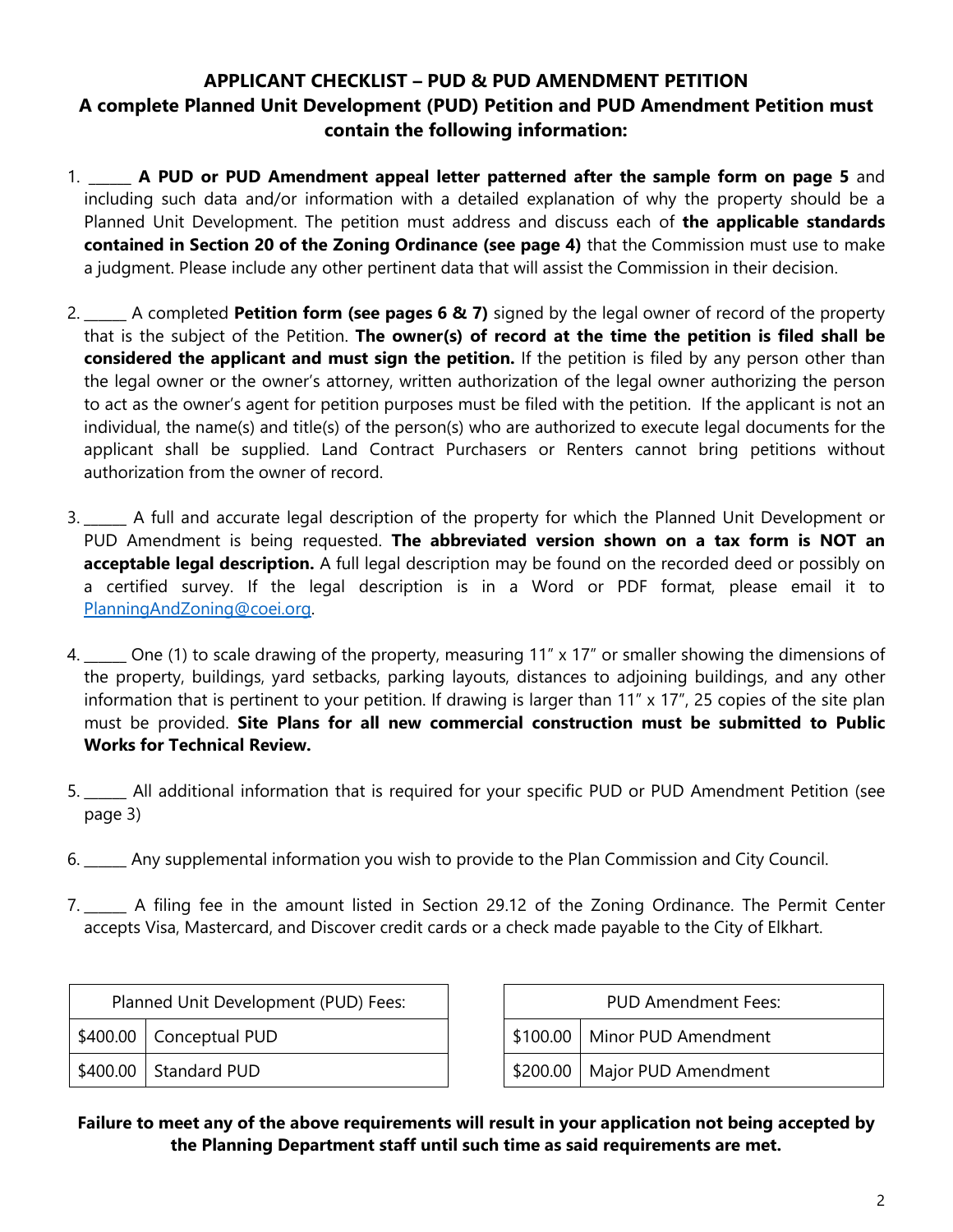## APPLICANT CHECKLIST – PUD & PUD AMENDMENT PETITION

### A complete Planned Unit Development (PUD) Petition and PUD Amendment Petition must contain the following information:

1. ______ **A PUD or PUD Amendment appeal letter patterned after the sample form on page 5** and including such data and/or information with a detailed explanation of why the property should be a Planned Unit Development. The petition must address and discuss each of **the applicable standards contained in Section 20 of the Zoning Ordinance (see page 4)** that the Commission must use to make a judgment. Please include any other pertinent data that will assist the Commission in their decision.

2. ______ A completed **Petition form (see pages 6 & 7)** signed by the legal owner of record of the property that is the subject of the Petition. **The owner(s) of record at the time the petition is filed shall be considered the applicant and must sign the petition.** If the petition is filed by any person other than the legal owner or the owner's attorney, written authorization of the legal owner authorizing the person to act as the owner's agent for petition purposes must be filed with the petition. If the applicant is not an individual, the name(s) and title(s) of the person(s) who are authorized to execute legal documents for the applicant shall be supplied. Land Contract Purchasers or Renters cannot bring petitions without authorization from the owner of record.

3. ______ A full and accurate legal description of the property for which the Planned Unit Development or PUD Amendment is being requested. **The abbreviated version shown on a tax form is NOT an acceptable legal description.** A full legal description may be found on the recorded deed or possibly on a certified survey. If the legal description is in a Word or PDF format, please email it to PlanningAndZoning@coei.org.

4. ______ One (1) to scale drawing of the property, measuring 11" x 17" or smaller showing the dimensions of the property, buildings, yard setbacks, parking layouts, distances to adjoining buildings, and any other information that is pertinent to your petition. If drawing is larger than 11" x 17", 25 copies of the site plan must be provided. **Site Plans for all new commercial construction must be submitted to Public Works for Technical Review.**

5. ______ All additional information that is required for your specific PUD or PUD Amendment Petition (see page 3)

6. ______ Any supplemental information you wish to provide to the Plan Commission and City Council.

7. ______ A filing fee in the amount listed in Section 29.12 of the Zoning Ordinance. The Permit Center accepts Visa, Mastercard, and Discover credit cards or a check made payable to the City of Elkhart.

| Planned Unit Development (PUD) Fees: | |
|---|---|
| $400.00 | Conceptual PUD |
| $400.00 | Standard PUD |

| PUD Amendment Fees: | |
|---|---|
| $100.00 | Minor PUD Amendment |
| $200.00 | Major PUD Amendment |

**Failure to meet any of the above requirements will result in your application not being accepted by the Planning Department staff until such time as said requirements are met.**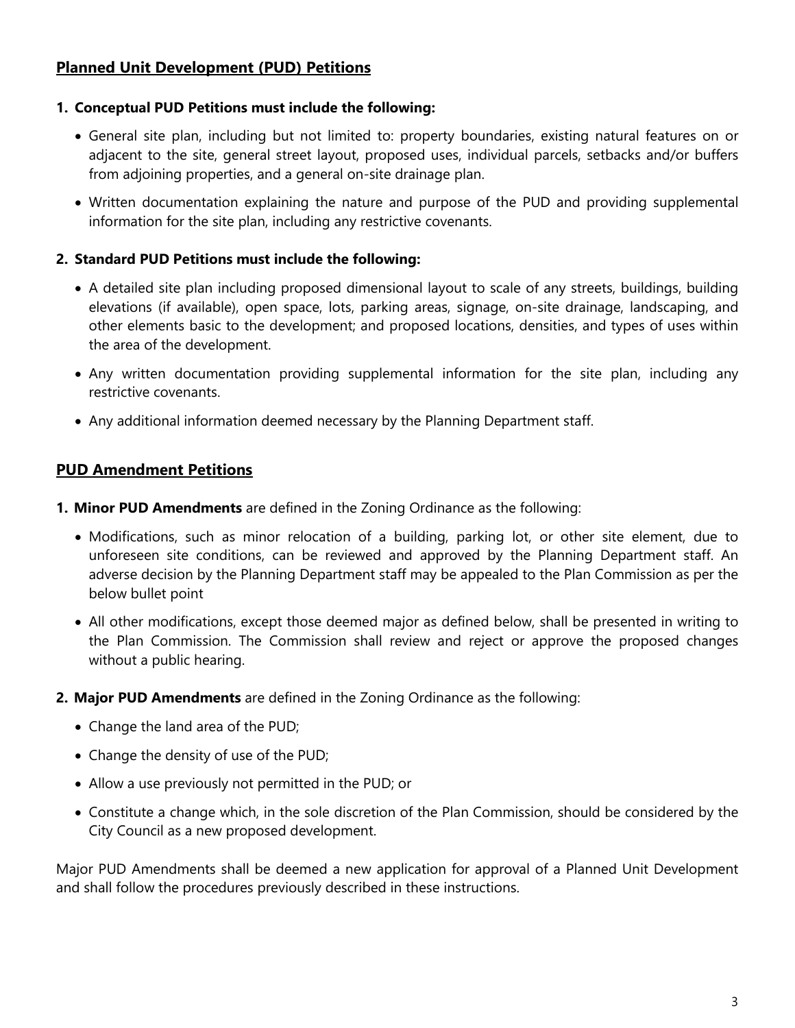## Planned Unit Development (PUD) Petitions

**1. Conceptual PUD Petitions must include the following:**

- General site plan, including but not limited to: property boundaries, existing natural features on or adjacent to the site, general street layout, proposed uses, individual parcels, setbacks and/or buffers from adjoining properties, and a general on-site drainage plan.
- Written documentation explaining the nature and purpose of the PUD and providing supplemental information for the site plan, including any restrictive covenants.

**2. Standard PUD Petitions must include the following:**

- A detailed site plan including proposed dimensional layout to scale of any streets, buildings, building elevations (if available), open space, lots, parking areas, signage, on-site drainage, landscaping, and other elements basic to the development; and proposed locations, densities, and types of uses within the area of the development.
- Any written documentation providing supplemental information for the site plan, including any restrictive covenants.
- Any additional information deemed necessary by the Planning Department staff.

## PUD Amendment Petitions

1. **Minor PUD Amendments** are defined in the Zoning Ordinance as the following:
   - Modifications, such as minor relocation of a building, parking lot, or other site element, due to unforeseen site conditions, can be reviewed and approved by the Planning Department staff. An adverse decision by the Planning Department staff may be appealed to the Plan Commission as per the below bullet point
   - All other modifications, except those deemed major as defined below, shall be presented in writing to the Plan Commission. The Commission shall review and reject or approve the proposed changes without a public hearing.
2. **Major PUD Amendments** are defined in the Zoning Ordinance as the following:
   - Change the land area of the PUD;
   - Change the density of use of the PUD;
   - Allow a use previously not permitted in the PUD; or
   - Constitute a change which, in the sole discretion of the Plan Commission, should be considered by the City Council as a new proposed development.

Major PUD Amendments shall be deemed a new application for approval of a Planned Unit Development and shall follow the procedures previously described in these instructions.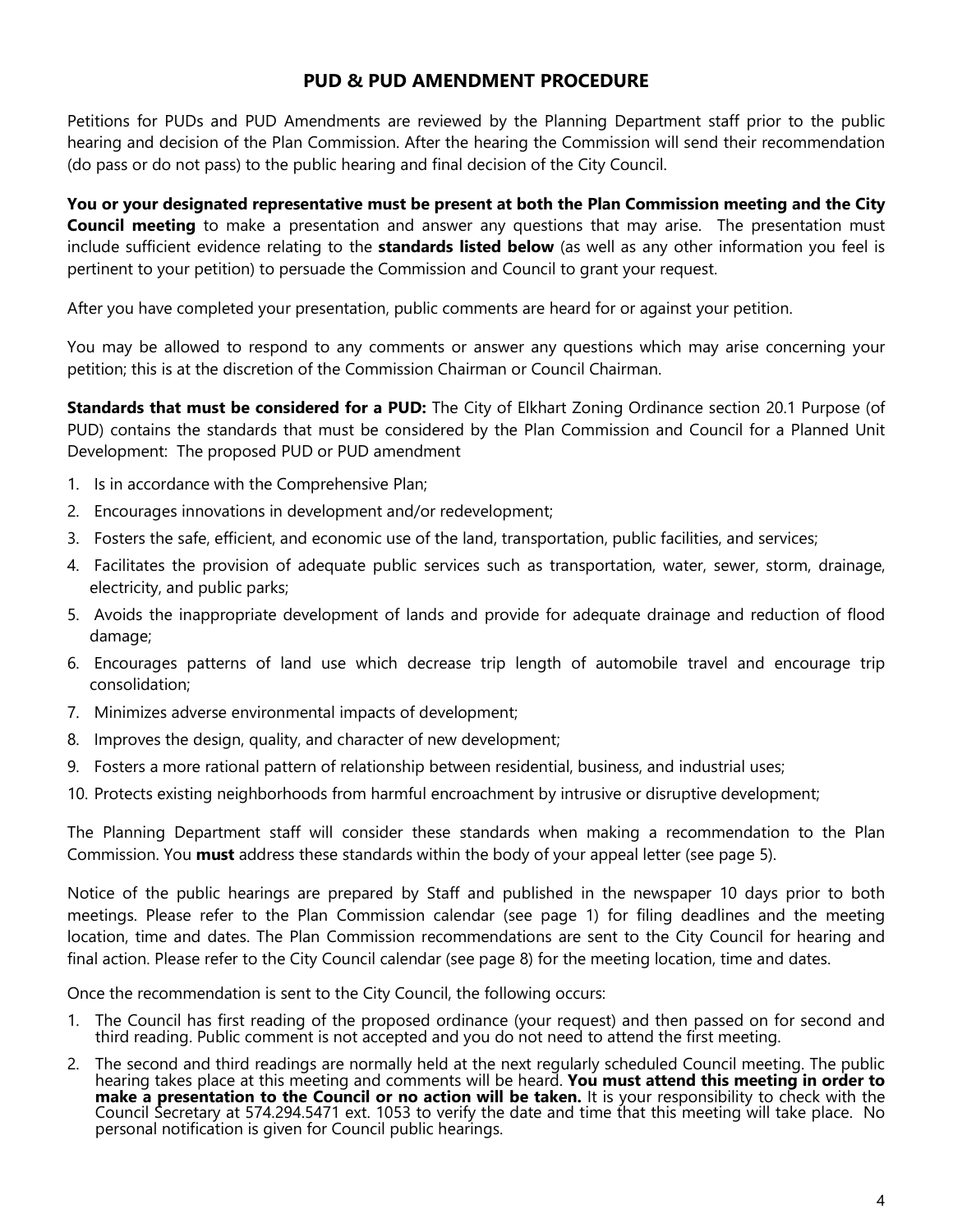## PUD & PUD AMENDMENT PROCEDURE

Petitions for PUDs and PUD Amendments are reviewed by the Planning Department staff prior to the public hearing and decision of the Plan Commission. After the hearing the Commission will send their recommendation (do pass or do not pass) to the public hearing and final decision of the City Council.

**You or your designated representative must be present at both the Plan Commission meeting and the City Council meeting** to make a presentation and answer any questions that may arise. The presentation must include sufficient evidence relating to the **standards listed below** (as well as any other information you feel is pertinent to your petition) to persuade the Commission and Council to grant your request.

After you have completed your presentation, public comments are heard for or against your petition.

You may be allowed to respond to any comments or answer any questions which may arise concerning your petition; this is at the discretion of the Commission Chairman or Council Chairman.

**Standards that must be considered for a PUD:** The City of Elkhart Zoning Ordinance section 20.1 Purpose (of PUD) contains the standards that must be considered by the Plan Commission and Council for a Planned Unit Development: The proposed PUD or PUD amendment

1. Is in accordance with the Comprehensive Plan;
2. Encourages innovations in development and/or redevelopment;
3. Fosters the safe, efficient, and economic use of the land, transportation, public facilities, and services;
4. Facilitates the provision of adequate public services such as transportation, water, sewer, storm, drainage, electricity, and public parks;
5. Avoids the inappropriate development of lands and provide for adequate drainage and reduction of flood damage;
6. Encourages patterns of land use which decrease trip length of automobile travel and encourage trip consolidation;
7. Minimizes adverse environmental impacts of development;
8. Improves the design, quality, and character of new development;
9. Fosters a more rational pattern of relationship between residential, business, and industrial uses;
10. Protects existing neighborhoods from harmful encroachment by intrusive or disruptive development;

The Planning Department staff will consider these standards when making a recommendation to the Plan Commission. You **must** address these standards within the body of your appeal letter (see page 5).

Notice of the public hearings are prepared by Staff and published in the newspaper 10 days prior to both meetings. Please refer to the Plan Commission calendar (see page 1) for filing deadlines and the meeting location, time and dates. The Plan Commission recommendations are sent to the City Council for hearing and final action. Please refer to the City Council calendar (see page 8) for the meeting location, time and dates.

Once the recommendation is sent to the City Council, the following occurs:

1. The Council has first reading of the proposed ordinance (your request) and then passed on for second and third reading. Public comment is not accepted and you do not need to attend the first meeting.
2. The second and third readings are normally held at the next regularly scheduled Council meeting. The public hearing takes place at this meeting and comments will be heard. **You must attend this meeting in order to make a presentation to the Council or no action will be taken.** It is your responsibility to check with the Council Secretary at 574.294.5471 ext. 1053 to verify the date and time that this meeting will take place. No personal notification is given for Council public hearings.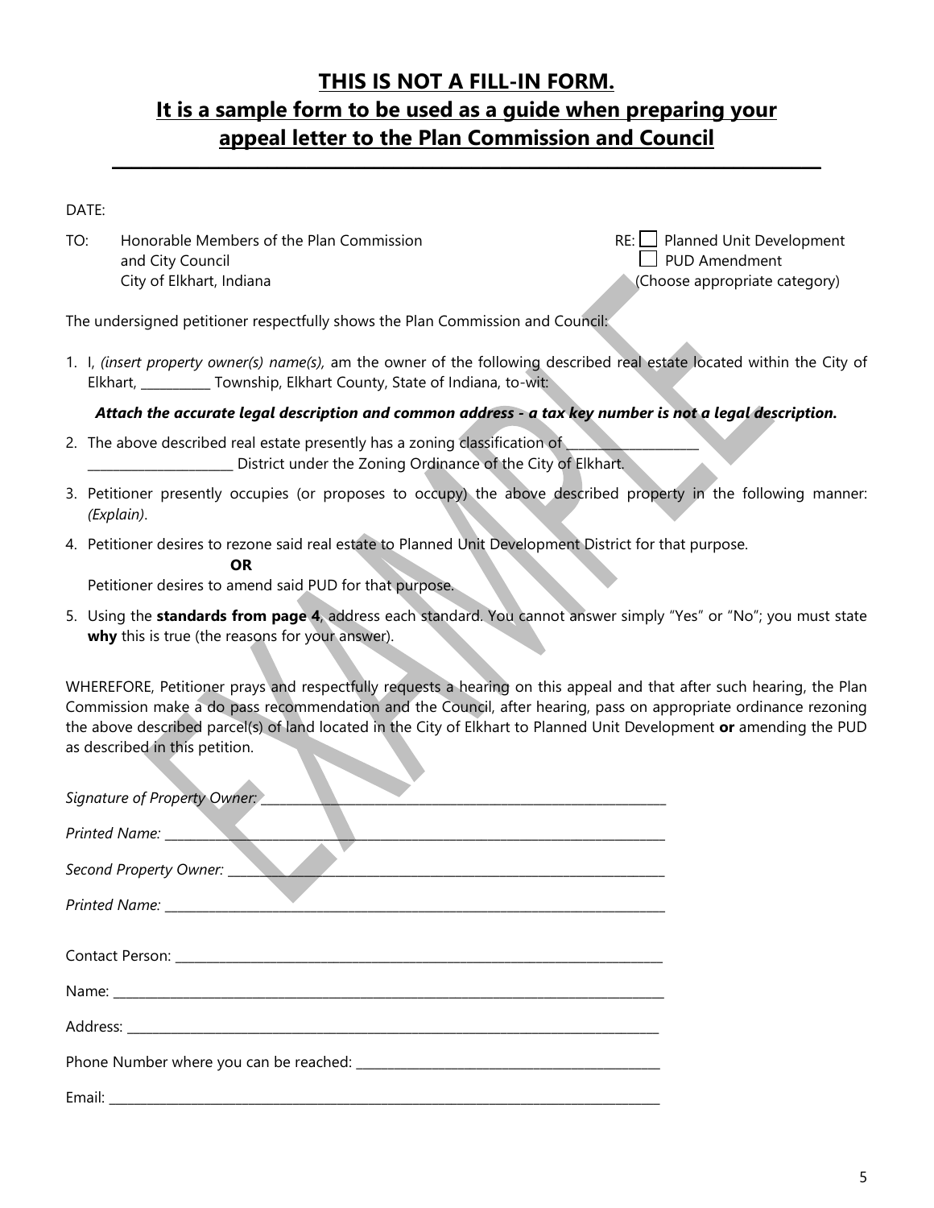# THIS IS NOT A FILL-IN FORM.
# It is a sample form to be used as a guide when preparing your appeal letter to the Plan Commission and Council

---

DATE:

TO: Honorable Members of the Plan Commission
and City Council
City of Elkhart, Indiana

RE: ☐ Planned Unit Development
☐ PUD Amendment
(Choose appropriate category)

The undersigned petitioner respectfully shows the Plan Commission and Council:

1. I, *(insert property owner(s) name(s),* am the owner of the following described real estate located within the City of Elkhart, __________ Township, Elkhart County, State of Indiana, to-wit:

   ***Attach the accurate legal description and common address - a tax key number is not a legal description.***

2. The above described real estate presently has a zoning classification of ____________________ ______________________ District under the Zoning Ordinance of the City of Elkhart.

3. Petitioner presently occupies (or proposes to occupy) the above described property in the following manner: *(Explain)*.

4. Petitioner desires to rezone said real estate to Planned Unit Development District for that purpose.

   **OR**

   Petitioner desires to amend said PUD for that purpose.

5. Using the **standards from page 4**, address each standard. You cannot answer simply "Yes" or "No"; you must state **why** this is true (the reasons for your answer).

WHEREFORE, Petitioner prays and respectfully requests a hearing on this appeal and that after such hearing, the Plan Commission make a do pass recommendation and the Council, after hearing, pass on appropriate ordinance rezoning the above described parcel(s) of land located in the City of Elkhart to Planned Unit Development **or** amending the PUD as described in this petition.

*Signature of Property Owner:* ____________________________________________

*Printed Name:* ____________________________________________

*Second Property Owner:* ____________________________________________

*Printed Name:* ____________________________________________

Contact Person: ____________________________________________

Name: ____________________________________________

Address: ____________________________________________

Phone Number where you can be reached: ____________________________

Email: ____________________________________________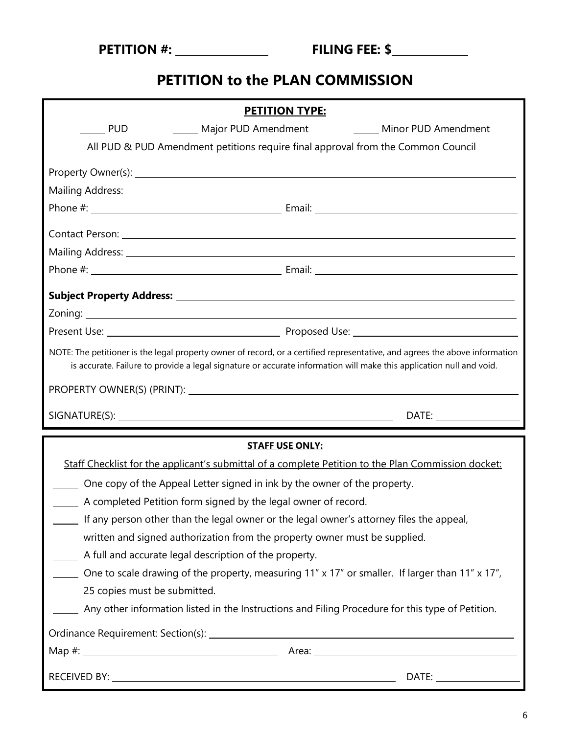**PETITION #: ________________ FILING FEE: $______________**

# PETITION to the PLAN COMMISSION

**PETITION TYPE:**

_____ PUD _____ Major PUD Amendment _____ Minor PUD Amendment

All PUD & PUD Amendment petitions require final approval from the Common Council

Property Owner(s): ______________________________

Mailing Address: ______________________________

Phone #: ____________________ Email: ____________________

Contact Person: ______________________________

Mailing Address: ______________________________

Phone #: ____________________ Email: ____________________

**Subject Property Address:** ______________________________

Zoning: ______________________________

Present Use: ____________________ Proposed Use: ____________________

NOTE: The petitioner is the legal property owner of record, or a certified representative, and agrees the above information is accurate. Failure to provide a legal signature or accurate information will make this application null and void.

PROPERTY OWNER(S) (PRINT): ______________________________

SIGNATURE(S): ______________________________ DATE: ____________

**STAFF USE ONLY:**

Staff Checklist for the applicant's submittal of a complete Petition to the Plan Commission docket:

_____ One copy of the Appeal Letter signed in ink by the owner of the property.

_____ A completed Petition form signed by the legal owner of record.

_____ If any person other than the legal owner or the legal owner's attorney files the appeal, written and signed authorization from the property owner must be supplied.

_____ A full and accurate legal description of the property.

_____ One to scale drawing of the property, measuring 11" x 17" or smaller. If larger than 11" x 17", 25 copies must be submitted.

_____ Any other information listed in the Instructions and Filing Procedure for this type of Petition.

Ordinance Requirement: Section(s): ______________________________

Map #: ____________________ Area: ____________________

RECEIVED BY: ______________________________ DATE: ____________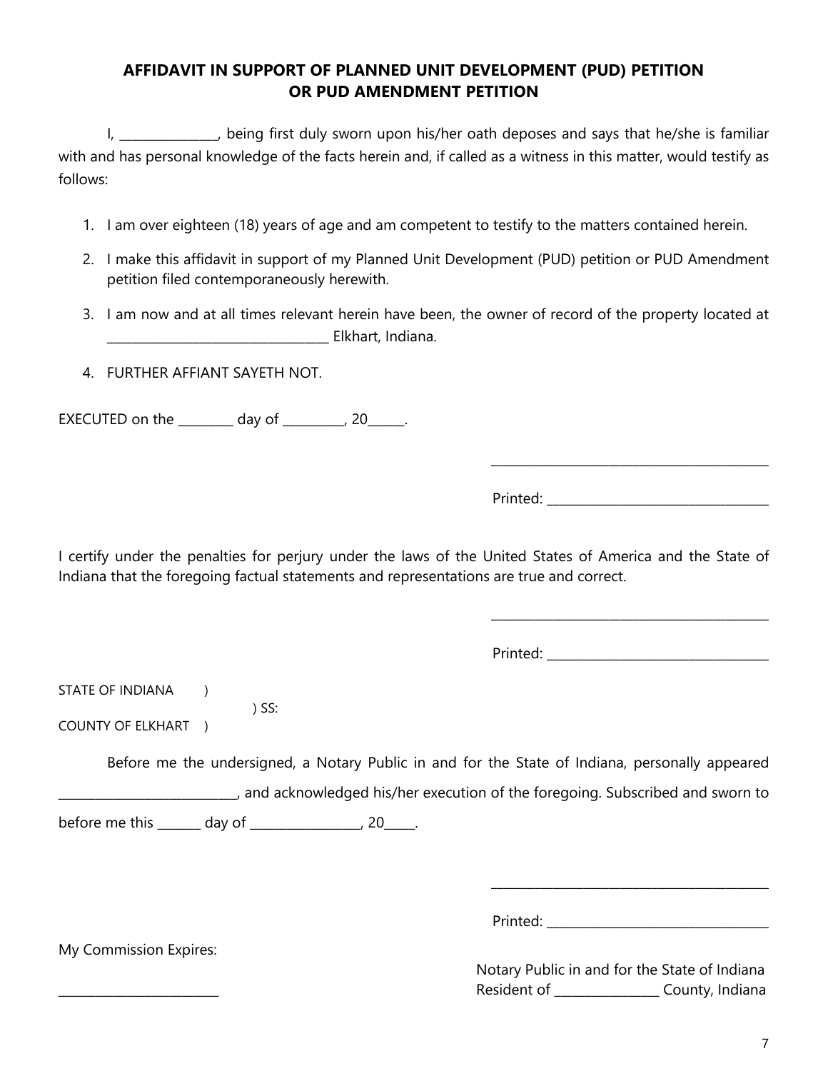## AFFIDAVIT IN SUPPORT OF PLANNED UNIT DEVELOPMENT (PUD) PETITION OR PUD AMENDMENT PETITION

I, _______________, being first duly sworn upon his/her oath deposes and says that he/she is familiar with and has personal knowledge of the facts herein and, if called as a witness in this matter, would testify as follows:

1. I am over eighteen (18) years of age and am competent to testify to the matters contained herein.
2. I make this affidavit in support of my Planned Unit Development (PUD) petition or PUD Amendment petition filed contemporaneously herewith.
3. I am now and at all times relevant herein have been, the owner of record of the property located at __________________________________ Elkhart, Indiana.
4. FURTHER AFFIANT SAYETH NOT.

EXECUTED on the _________ day of __________, 20______.

___________________________________________

Printed: ___________________________________

I certify under the penalties for perjury under the laws of the United States of America and the State of Indiana that the foregoing factual statements and representations are true and correct.

___________________________________________

Printed: ___________________________________

STATE OF INDIANA )
) SS:
COUNTY OF ELKHART )

Before me the undersigned, a Notary Public in and for the State of Indiana, personally appeared ____________________________, and acknowledged his/her execution of the foregoing. Subscribed and sworn to before me this _______ day of _________________, 20_____.

___________________________________________

Printed: ___________________________________

My Commission Expires:

_________________________

Notary Public in and for the State of Indiana
Resident of ________________ County, Indiana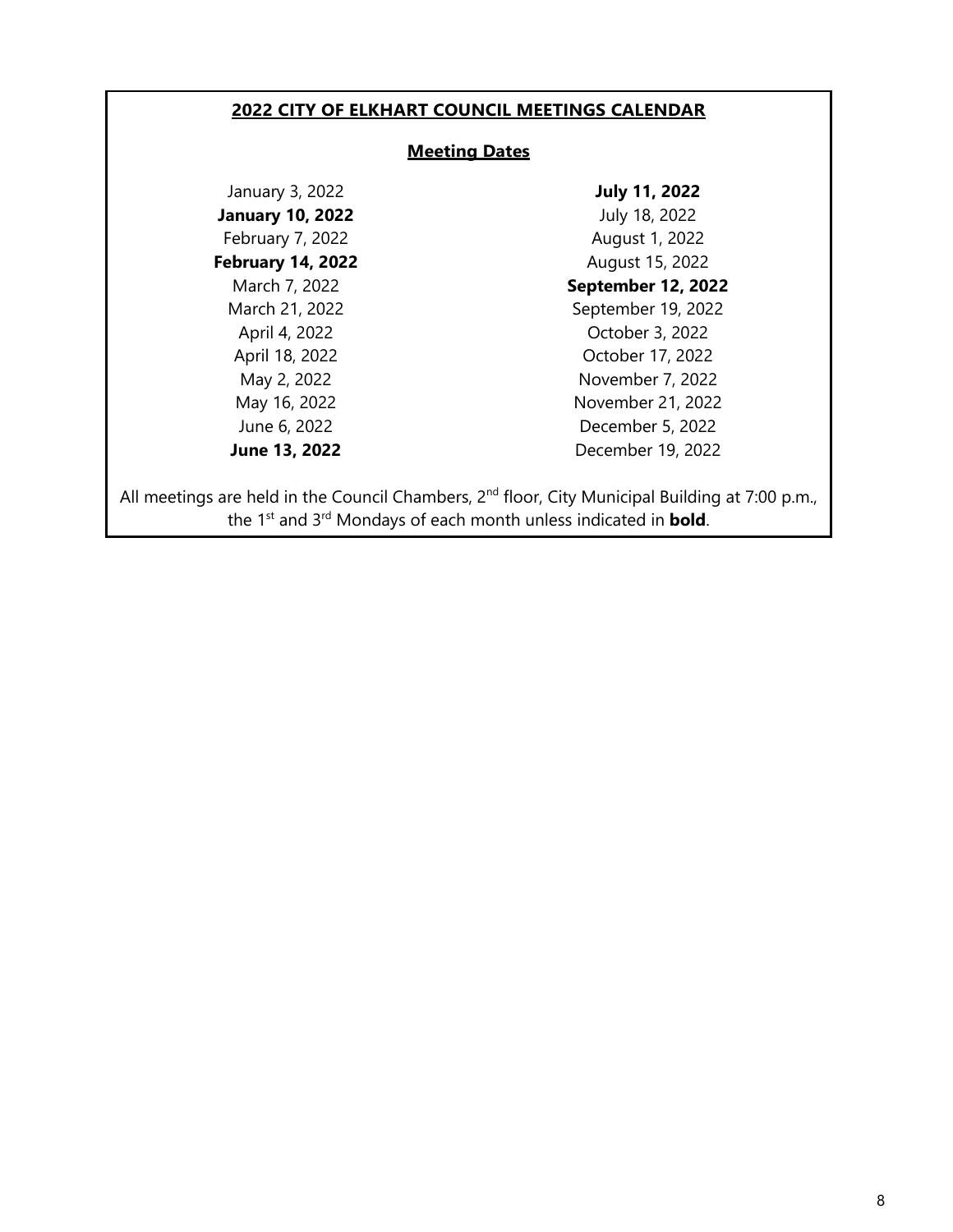**2022 CITY OF ELKHART COUNCIL MEETINGS CALENDAR**

**Meeting Dates**

| | |
|---|---|
| January 3, 2022 | **July 11, 2022** |
| **January 10, 2022** | July 18, 2022 |
| February 7, 2022 | August 1, 2022 |
| **February 14, 2022** | August 15, 2022 |
| March 7, 2022 | **September 12, 2022** |
| March 21, 2022 | September 19, 2022 |
| April 4, 2022 | October 3, 2022 |
| April 18, 2022 | October 17, 2022 |
| May 2, 2022 | November 7, 2022 |
| May 16, 2022 | November 21, 2022 |
| June 6, 2022 | December 5, 2022 |
| **June 13, 2022** | December 19, 2022 |

All meetings are held in the Council Chambers, 2nd floor, City Municipal Building at 7:00 p.m., the 1st and 3rd Mondays of each month unless indicated in **bold**.